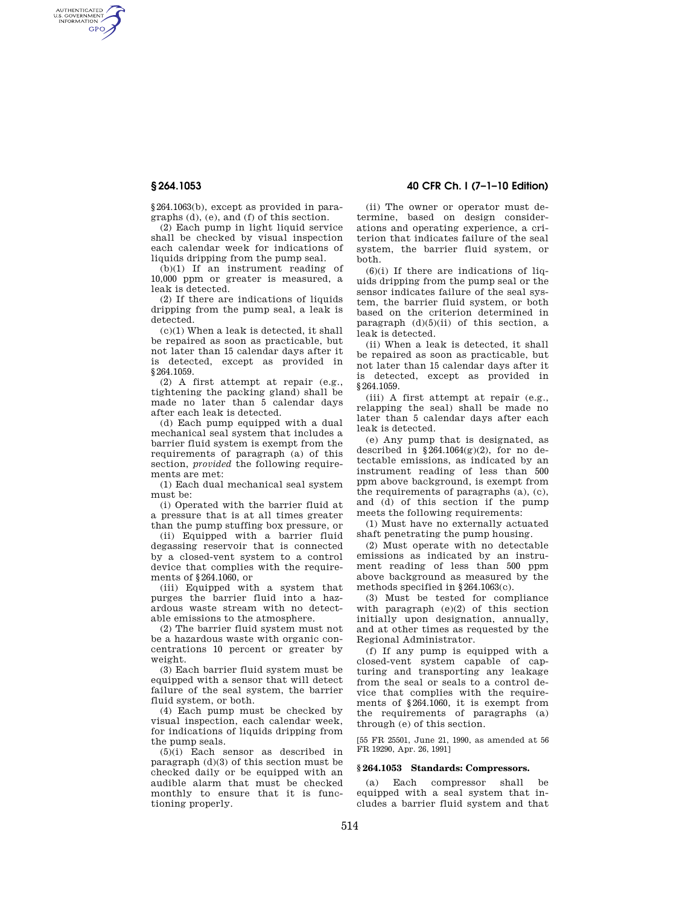§264.1063(b), except as provided in paragraphs (d), (e), and (f) of this section.

(2) Each pump in light liquid service shall be checked by visual inspection each calendar week for indications of liquids dripping from the pump seal.

(b)(1) If an instrument reading of 10,000 ppm or greater is measured, a leak is detected.

(2) If there are indications of liquids dripping from the pump seal, a leak is detected.

(c)(1) When a leak is detected, it shall be repaired as soon as practicable, but not later than 15 calendar days after it is detected, except as provided in §264.1059.

(2) A first attempt at repair (e.g., tightening the packing gland) shall be made no later than 5 calendar days after each leak is detected.

(d) Each pump equipped with a dual mechanical seal system that includes a barrier fluid system is exempt from the requirements of paragraph (a) of this section, *provided* the following requirements are met:

(1) Each dual mechanical seal system must be:

(i) Operated with the barrier fluid at a pressure that is at all times greater than the pump stuffing box pressure, or

(ii) Equipped with a barrier fluid degassing reservoir that is connected by a closed-vent system to a control device that complies with the requirements of §264.1060, or

(iii) Equipped with a system that purges the barrier fluid into a hazardous waste stream with no detectable emissions to the atmosphere.

(2) The barrier fluid system must not be a hazardous waste with organic concentrations 10 percent or greater by weight.

(3) Each barrier fluid system must be equipped with a sensor that will detect failure of the seal system, the barrier fluid system, or both.

(4) Each pump must be checked by visual inspection, each calendar week, for indications of liquids dripping from the pump seals.

(5)(i) Each sensor as described in paragraph (d)(3) of this section must be checked daily or be equipped with an audible alarm that must be checked monthly to ensure that it is functioning properly.

(ii) The owner or operator must determine, based on design considerations and operating experience, a criterion that indicates failure of the seal system, the barrier fluid system, or both.

(6)(i) If there are indications of liquids dripping from the pump seal or the sensor indicates failure of the seal system, the barrier fluid system, or both based on the criterion determined in paragraph (d)(5)(ii) of this section, a leak is detected.

(ii) When a leak is detected, it shall be repaired as soon as practicable, but not later than 15 calendar days after it is detected, except as provided in §264.1059.

(iii) A first attempt at repair (e.g., relapping the seal) shall be made no later than 5 calendar days after each leak is detected.

(e) Any pump that is designated, as described in §264.1064(g)(2), for no detectable emissions, as indicated by an instrument reading of less than 500 ppm above background, is exempt from the requirements of paragraphs (a), (c), and (d) of this section if the pump meets the following requirements:

(1) Must have no externally actuated shaft penetrating the pump housing.

(2) Must operate with no detectable emissions as indicated by an instrument reading of less than 500 ppm above background as measured by the methods specified in §264.1063(c).

(3) Must be tested for compliance with paragraph (e)(2) of this section initially upon designation, annually, and at other times as requested by the Regional Administrator.

(f) If any pump is equipped with a closed-vent system capable of capturing and transporting any leakage from the seal or seals to a control device that complies with the requirements of §264.1060, it is exempt from the requirements of paragraphs (a) through (e) of this section.

[55 FR 25501, June 21, 1990, as amended at 56 FR 19290, Apr. 26, 1991]

### §264.1053 Standards: Compressors.

(a) Each compressor shall be equipped with a seal system that includes a barrier fluid system and that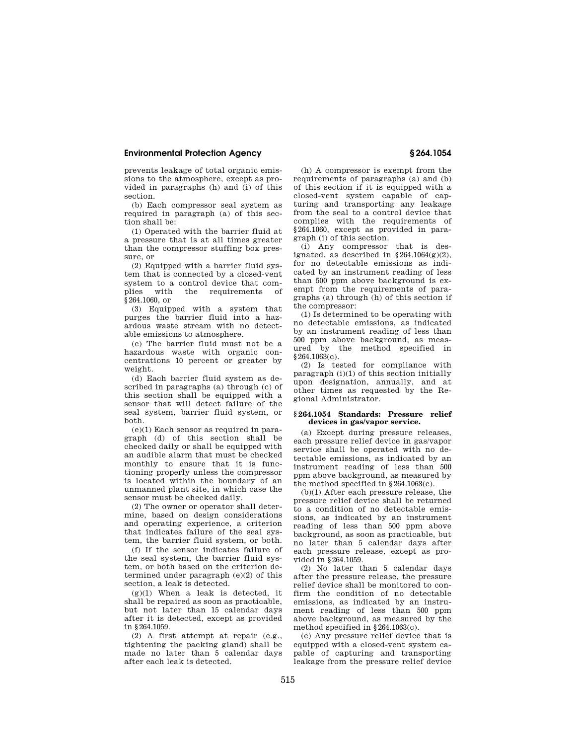prevents leakage of total organic emissions to the atmosphere, except as provided in paragraphs (h) and (i) of this section.

(b) Each compressor seal system as required in paragraph (a) of this section shall be:

(1) Operated with the barrier fluid at a pressure that is at all times greater than the compressor stuffing box pressure, or

(2) Equipped with a barrier fluid system that is connected by a closed-vent system to a control device that complies with the requirements of §264.1060, or

(3) Equipped with a system that purges the barrier fluid into a hazardous waste stream with no detectable emissions to atmosphere.

(c) The barrier fluid must not be a hazardous waste with organic concentrations 10 percent or greater by weight.

(d) Each barrier fluid system as described in paragraphs (a) through (c) of this section shall be equipped with a sensor that will detect failure of the seal system, barrier fluid system, or both.

(e)(1) Each sensor as required in paragraph (d) of this section shall be checked daily or shall be equipped with an audible alarm that must be checked monthly to ensure that it is functioning properly unless the compressor is located within the boundary of an unmanned plant site, in which case the sensor must be checked daily.

(2) The owner or operator shall determine, based on design considerations and operating experience, a criterion that indicates failure of the seal system, the barrier fluid system, or both.

(f) If the sensor indicates failure of the seal system, the barrier fluid system, or both based on the criterion determined under paragraph (e)(2) of this section, a leak is detected.

(g)(1) When a leak is detected, it shall be repaired as soon as practicable, but not later than 15 calendar days after it is detected, except as provided in §264.1059.

(2) A first attempt at repair (e.g., tightening the packing gland) shall be made no later than 5 calendar days after each leak is detected.

(h) A compressor is exempt from the requirements of paragraphs (a) and (b) of this section if it is equipped with a closed-vent system capable of capturing and transporting any leakage from the seal to a control device that complies with the requirements of §264.1060, except as provided in paragraph (i) of this section.

(i) Any compressor that is designated, as described in §264.1064(g)(2), for no detectable emissions as indicated by an instrument reading of less than 500 ppm above background is exempt from the requirements of paragraphs (a) through (h) of this section if the compressor:

(1) Is determined to be operating with no detectable emissions, as indicated by an instrument reading of less than 500 ppm above background, as measured by the method specified in §264.1063(c).

(2) Is tested for compliance with paragraph (i)(1) of this section initially upon designation, annually, and at other times as requested by the Regional Administrator.

### §264.1054 Standards: Pressure relief devices in gas/vapor service.

(a) Except during pressure releases, each pressure relief device in gas/vapor service shall be operated with no detectable emissions, as indicated by an instrument reading of less than 500 ppm above background, as measured by the method specified in §264.1063(c).

(b)(1) After each pressure release, the pressure relief device shall be returned to a condition of no detectable emissions, as indicated by an instrument reading of less than 500 ppm above background, as soon as practicable, but no later than 5 calendar days after each pressure release, except as provided in §264.1059.

(2) No later than 5 calendar days after the pressure release, the pressure relief device shall be monitored to confirm the condition of no detectable emissions, as indicated by an instrument reading of less than 500 ppm above background, as measured by the method specified in §264.1063(c).

(c) Any pressure relief device that is equipped with a closed-vent system capable of capturing and transporting leakage from the pressure relief device